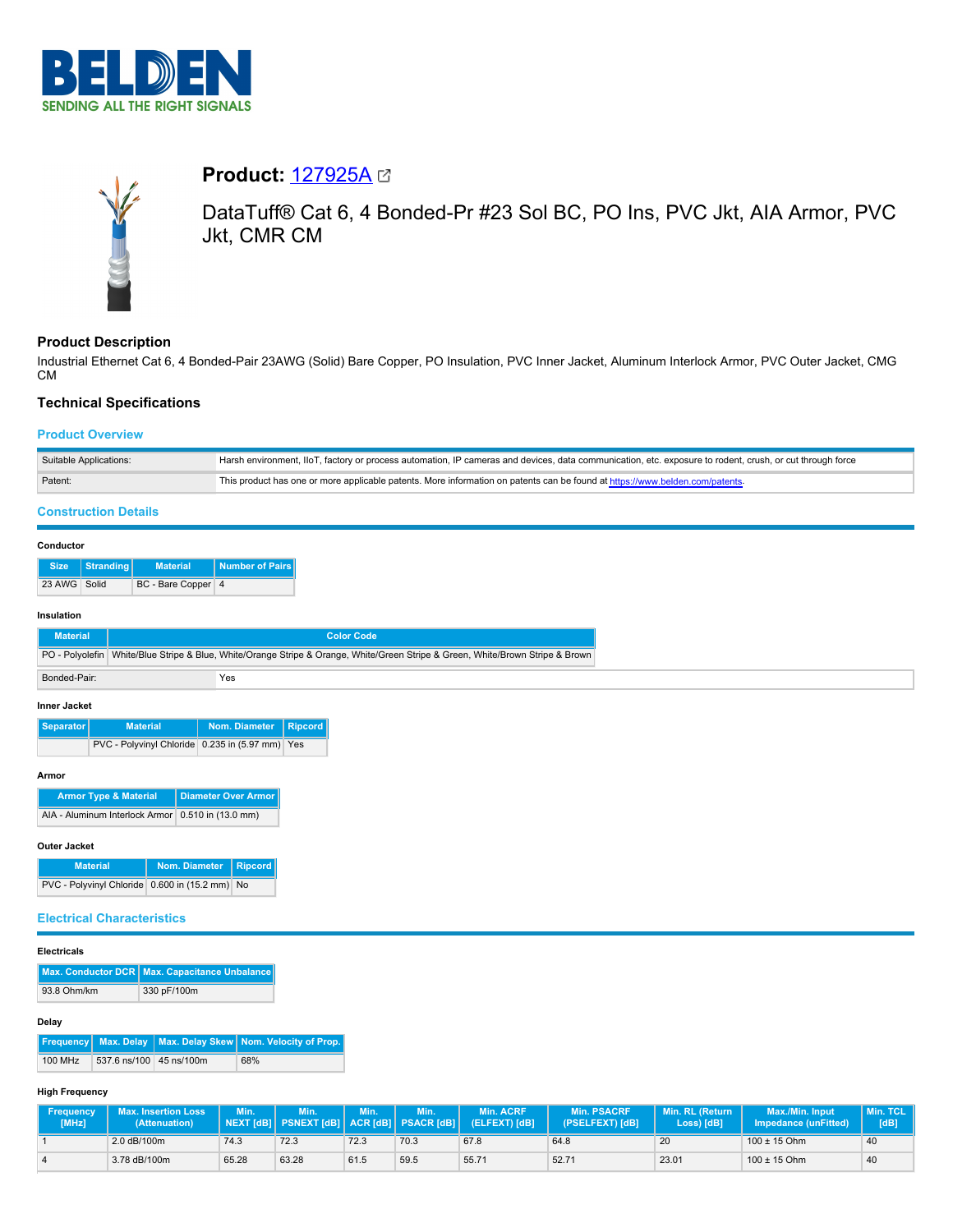# Product: 127925A

DataTuff® Cat 6, 4 Bonded-Pr #23 Sol BC, PO Ins, PVC Jkt, AIA Armor, PVC Jkt, CMR CM

## Product Description

Industrial Ethernet Cat 6, 4 Bonded-Pair 23AWG (Solid) Bare Copper, PO Insulation, PVC Inner Jacket, Aluminum Interlock Armor, PVC Outer Jacket, CMG CM

## Technical Specifications

### Product Overview

| | |
|---|---|
| Suitable Applications: | Harsh environment, IIoT, factory or process automation, IP cameras and devices, data communication, etc. exposure to rodent, crush, or cut through force |
| Patent: | This product has one or more applicable patents. More information on patents can be found at https://www.belden.com/patents. |

### Construction Details

#### Conductor

| Size | Stranding | Material | Number of Pairs |
|---|---|---|---|
| 23 AWG | Solid | BC - Bare Copper | 4 |

#### Insulation

| Material | Color Code |
|---|---|
| PO - Polyolefin | White/Blue Stripe & Blue, White/Orange Stripe & Orange, White/Green Stripe & Green, White/Brown Stripe & Brown |

| | |
|---|---|
| Bonded-Pair: | Yes |

#### Inner Jacket

| Separator | Material | Nom. Diameter | Ripcord |
|---|---|---|---|
| | PVC - Polyvinyl Chloride | 0.235 in (5.97 mm) | Yes |

#### Armor

| Armor Type & Material | Diameter Over Armor |
|---|---|
| AIA - Aluminum Interlock Armor | 0.510 in (13.0 mm) |

#### Outer Jacket

| Material | Nom. Diameter | Ripcord |
|---|---|---|
| PVC - Polyvinyl Chloride | 0.600 in (15.2 mm) | No |

### Electrical Characteristics

#### Electricals

| Max. Conductor DCR | Max. Capacitance Unbalance |
|---|---|
| 93.8 Ohm/km | 330 pF/100m |

#### Delay

| Frequency | Max. Delay | Max. Delay Skew | Nom. Velocity of Prop. |
|---|---|---|---|
| 100 MHz | 537.6 ns/100 | 45 ns/100m | 68% |

#### High Frequency

| Frequency [MHz] | Max. Insertion Loss (Attenuation) | Min. NEXT [dB] | Min. PSNEXT [dB] | Min. ACR [dB] | Min. PSACR [dB] | Min. ACRF (ELFEXT) [dB] | Min. PSACRF (PSELFEXT) [dB] | Min. RL (Return Loss) [dB] | Max./Min. Input Impedance (unFitted) | Min. TCL [dB] |
|---|---|---|---|---|---|---|---|---|---|---|
| 1 | 2.0 dB/100m | 74.3 | 72.3 | 72.3 | 70.3 | 67.8 | 64.8 | 20 | 100 ± 15 Ohm | 40 |
| 4 | 3.78 dB/100m | 65.28 | 63.28 | 61.5 | 59.5 | 55.71 | 52.71 | 23.01 | 100 ± 15 Ohm | 40 |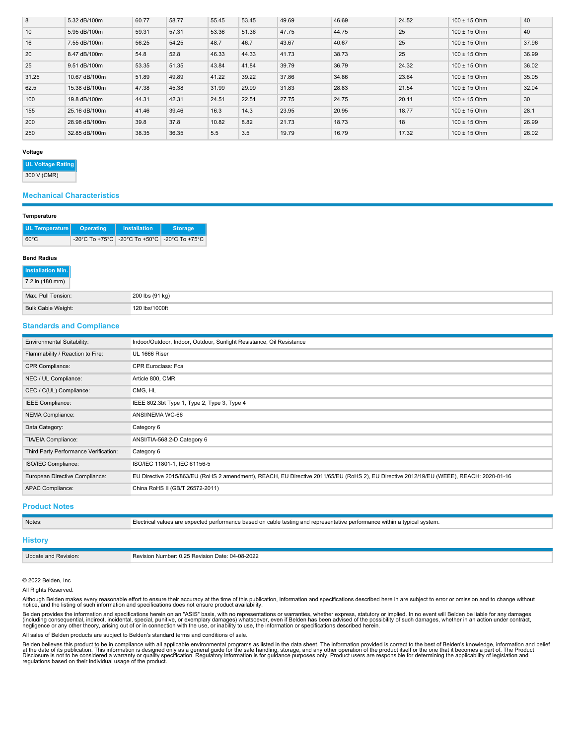| | | | | | | | | | | |
|---|---|---|---|---|---|---|---|---|---|---|
| 8 | 5.32 dB/100m | 60.77 | 58.77 | 55.45 | 53.45 | 49.69 | 46.69 | 24.52 | 100 ± 15 Ohm | 40 |
| 10 | 5.95 dB/100m | 59.31 | 57.31 | 53.36 | 51.36 | 47.75 | 44.75 | 25 | 100 ± 15 Ohm | 40 |
| 16 | 7.55 dB/100m | 56.25 | 54.25 | 48.7 | 46.7 | 43.67 | 40.67 | 25 | 100 ± 15 Ohm | 37.96 |
| 20 | 8.47 dB/100m | 54.8 | 52.8 | 46.33 | 44.33 | 41.73 | 38.73 | 25 | 100 ± 15 Ohm | 36.99 |
| 25 | 9.51 dB/100m | 53.35 | 51.35 | 43.84 | 41.84 | 39.79 | 36.79 | 24.32 | 100 ± 15 Ohm | 36.02 |
| 31.25 | 10.67 dB/100m | 51.89 | 49.89 | 41.22 | 39.22 | 37.86 | 34.86 | 23.64 | 100 ± 15 Ohm | 35.05 |
| 62.5 | 15.38 dB/100m | 47.38 | 45.38 | 31.99 | 29.99 | 31.83 | 28.83 | 21.54 | 100 ± 15 Ohm | 32.04 |
| 100 | 19.8 dB/100m | 44.31 | 42.31 | 24.51 | 22.51 | 27.75 | 24.75 | 20.11 | 100 ± 15 Ohm | 30 |
| 155 | 25.16 dB/100m | 41.46 | 39.46 | 16.3 | 14.3 | 23.95 | 20.95 | 18.77 | 100 ± 15 Ohm | 28.1 |
| 200 | 28.98 dB/100m | 39.8 | 37.8 | 10.82 | 8.82 | 21.73 | 18.73 | 18 | 100 ± 15 Ohm | 26.99 |
| 250 | 32.85 dB/100m | 38.35 | 36.35 | 5.5 | 3.5 | 19.79 | 16.79 | 17.32 | 100 ± 15 Ohm | 26.02 |

**Voltage**

| UL Voltage Rating |
|---|
| 300 V (CMR) |

## Mechanical Characteristics

**Temperature**

| UL Temperature | Operating | Installation | Storage |
|---|---|---|---|
| 60°C | -20°C To +75°C | -20°C To +50°C | -20°C To +75°C |

**Bend Radius**

| Installation Min. |
|---|
| 7.2 in (180 mm) |

| | |
|---|---|
| Max. Pull Tension: | 200 lbs (91 kg) |
| Bulk Cable Weight: | 120 lbs/1000ft |

## Standards and Compliance

| | |
|---|---|
| Environmental Suitability: | Indoor/Outdoor, Indoor, Outdoor, Sunlight Resistance, Oil Resistance |
| Flammability / Reaction to Fire: | UL 1666 Riser |
| CPR Compliance: | CPR Euroclass: Fca |
| NEC / UL Compliance: | Article 800, CMR |
| CEC / C(UL) Compliance: | CMG, HL |
| IEEE Compliance: | IEEE 802.3bt Type 1, Type 2, Type 3, Type 4 |
| NEMA Compliance: | ANSI/NEMA WC-66 |
| Data Category: | Category 6 |
| TIA/EIA Compliance: | ANSI/TIA-568.2-D Category 6 |
| Third Party Performance Verification: | Category 6 |
| ISO/IEC Compliance: | ISO/IEC 11801-1, IEC 61156-5 |
| European Directive Compliance: | EU Directive 2015/863/EU (RoHS 2 amendment), REACH, EU Directive 2011/65/EU (RoHS 2), EU Directive 2012/19/EU (WEEE), REACH: 2020-01-16 |
| APAC Compliance: | China RoHS II (GB/T 26572-2011) |

## Product Notes

| | |
|---|---|
| Notes: | Electrical values are expected performance based on cable testing and representative performance within a typical system. |

## History

| | |
|---|---|
| Update and Revision: | Revision Number: 0.25 Revision Date: 04-08-2022 |

© 2022 Belden, Inc

All Rights Reserved.

Although Belden makes every reasonable effort to ensure their accuracy at the time of this publication, information and specifications described here in are subject to error or omission and to change without notice, and the listing of such information and specifications does not ensure product availability.

Belden provides the information and specifications herein on an "ASIS" basis, with no representations or warranties, whether express, statutory or implied. In no event will Belden be liable for any damages (including consequential, indirect, incidental, special, punitive, or exemplary damages) whatsoever, even if Belden has been advised of the possibility of such damages, whether in an action under contract, negligence or any other theory, arising out of or in connection with the use, or inability to use, the information or specifications described herein.

All sales of Belden products are subject to Belden's standard terms and conditions of sale.

Belden believes this product to be in compliance with all applicable environmental programs as listed in the data sheet. The information provided is correct to the best of Belden's knowledge, information and belief at the date of its publication. This information is designed only as a general guide for the safe handling, storage, and any other operation of the product itself or the one that it becomes a part of. The Product Disclosure is not to be considered a warranty or quality specification. Regulatory information is for guidance purposes only. Product users are responsible for determining the applicability of legislation and regulations based on their individual usage of the product.